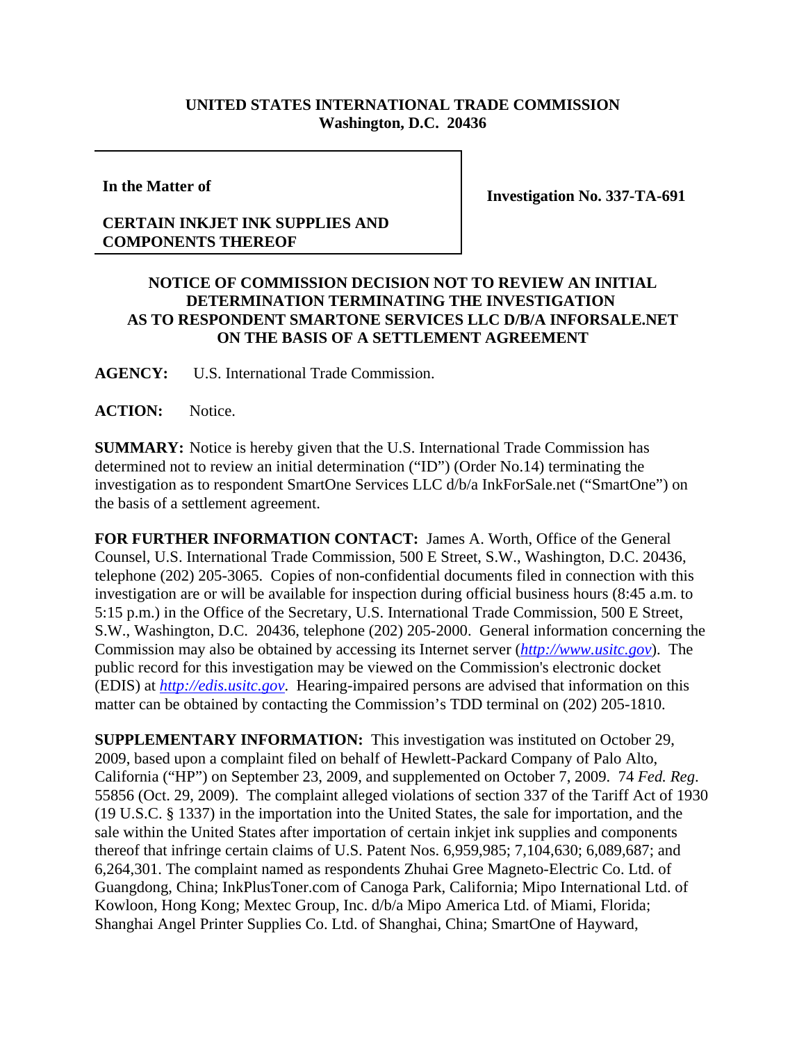**UNITED STATES INTERNATIONAL TRADE COMMISSION**
**Washington, D.C. 20436**

**In the Matter of**

**CERTAIN INKJET INK SUPPLIES AND COMPONENTS THEREOF**

**Investigation No. 337-TA-691**

# NOTICE OF COMMISSION DECISION NOT TO REVIEW AN INITIAL DETERMINATION TERMINATING THE INVESTIGATION AS TO RESPONDENT SMARTONE SERVICES LLC D/B/A INFORSALE.NET ON THE BASIS OF A SETTLEMENT AGREEMENT

**AGENCY:** U.S. International Trade Commission.

**ACTION:** Notice.

**SUMMARY:** Notice is hereby given that the U.S. International Trade Commission has determined not to review an initial determination ("ID") (Order No.14) terminating the investigation as to respondent SmartOne Services LLC d/b/a InkForSale.net ("SmartOne") on the basis of a settlement agreement.

**FOR FURTHER INFORMATION CONTACT:** James A. Worth, Office of the General Counsel, U.S. International Trade Commission, 500 E Street, S.W., Washington, D.C. 20436, telephone (202) 205-3065. Copies of non-confidential documents filed in connection with this investigation are or will be available for inspection during official business hours (8:45 a.m. to 5:15 p.m.) in the Office of the Secretary, U.S. International Trade Commission, 500 E Street, S.W., Washington, D.C. 20436, telephone (202) 205-2000. General information concerning the Commission may also be obtained by accessing its Internet server (*http://www.usitc.gov*). The public record for this investigation may be viewed on the Commission's electronic docket (EDIS) at *http://edis.usitc.gov*. Hearing-impaired persons are advised that information on this matter can be obtained by contacting the Commission's TDD terminal on (202) 205-1810.

**SUPPLEMENTARY INFORMATION:** This investigation was instituted on October 29, 2009, based upon a complaint filed on behalf of Hewlett-Packard Company of Palo Alto, California ("HP") on September 23, 2009, and supplemented on October 7, 2009. 74 *Fed. Reg*. 55856 (Oct. 29, 2009). The complaint alleged violations of section 337 of the Tariff Act of 1930 (19 U.S.C. § 1337) in the importation into the United States, the sale for importation, and the sale within the United States after importation of certain inkjet ink supplies and components thereof that infringe certain claims of U.S. Patent Nos. 6,959,985; 7,104,630; 6,089,687; and 6,264,301. The complaint named as respondents Zhuhai Gree Magneto-Electric Co. Ltd. of Guangdong, China; InkPlusToner.com of Canoga Park, California; Mipo International Ltd. of Kowloon, Hong Kong; Mextec Group, Inc. d/b/a Mipo America Ltd. of Miami, Florida; Shanghai Angel Printer Supplies Co. Ltd. of Shanghai, China; SmartOne of Hayward,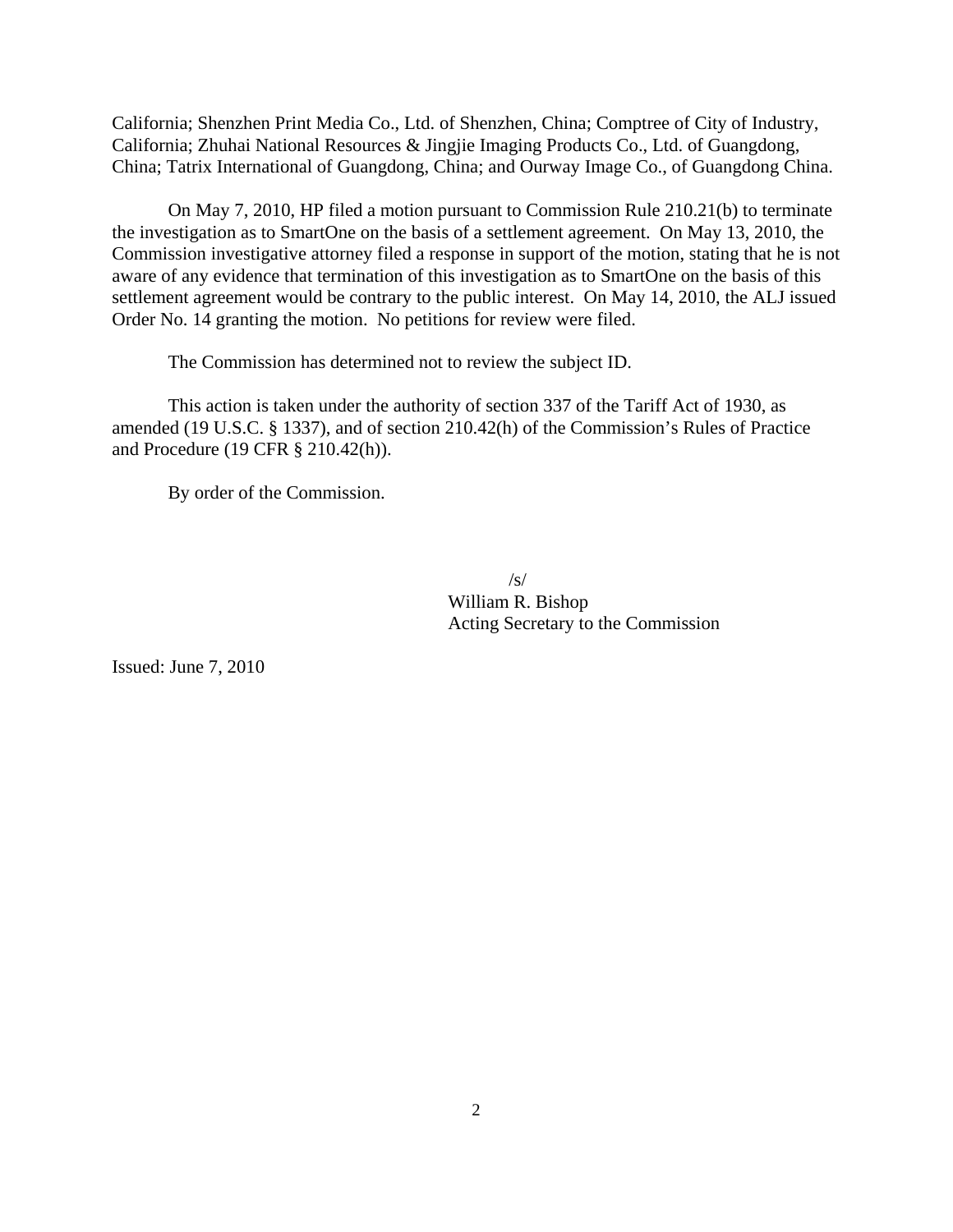California; Shenzhen Print Media Co., Ltd. of Shenzhen, China; Comptree of City of Industry, California; Zhuhai National Resources & Jingjie Imaging Products Co., Ltd. of Guangdong, China; Tatrix International of Guangdong, China; and Ourway Image Co., of Guangdong China.

On May 7, 2010, HP filed a motion pursuant to Commission Rule 210.21(b) to terminate the investigation as to SmartOne on the basis of a settlement agreement. On May 13, 2010, the Commission investigative attorney filed a response in support of the motion, stating that he is not aware of any evidence that termination of this investigation as to SmartOne on the basis of this settlement agreement would be contrary to the public interest. On May 14, 2010, the ALJ issued Order No. 14 granting the motion. No petitions for review were filed.

The Commission has determined not to review the subject ID.

This action is taken under the authority of section 337 of the Tariff Act of 1930, as amended (19 U.S.C. § 1337), and of section 210.42(h) of the Commission's Rules of Practice and Procedure (19 CFR § 210.42(h)).

By order of the Commission.

/s/
William R. Bishop
Acting Secretary to the Commission

Issued: June 7, 2010